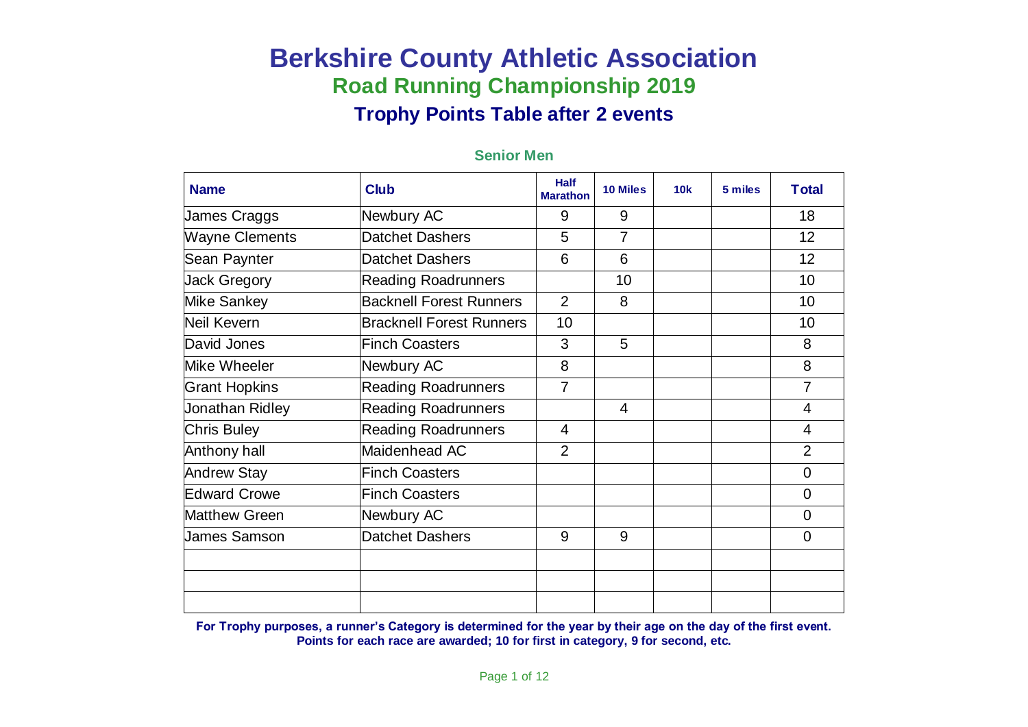# Berkshire County Athletic Association

## Road Running Championship 2019

### Trophy Points Table after 2 events

#### Senior Men

| Name | Club | Half Marathon | 10 Miles | 10k | 5 miles | Total |
|---|---|---|---|---|---|---|
| James Craggs | Newbury AC | 9 | 9 | | | 18 |
| Wayne Clements | Datchet Dashers | 5 | 7 | | | 12 |
| Sean Paynter | Datchet Dashers | 6 | 6 | | | 12 |
| Jack Gregory | Reading Roadrunners | | 10 | | | 10 |
| Mike Sankey | Backnell Forest Runners | 2 | 8 | | | 10 |
| Neil Kevern | Bracknell Forest Runners | 10 | | | | 10 |
| David Jones | Finch Coasters | 3 | 5 | | | 8 |
| Mike Wheeler | Newbury AC | 8 | | | | 8 |
| Grant Hopkins | Reading Roadrunners | 7 | | | | 7 |
| Jonathan Ridley | Reading Roadrunners | | 4 | | | 4 |
| Chris Buley | Reading Roadrunners | 4 | | | | 4 |
| Anthony hall | Maidenhead AC | 2 | | | | 2 |
| Andrew Stay | Finch Coasters | | | | | 0 |
| Edward Crowe | Finch Coasters | | | | | 0 |
| Matthew Green | Newbury AC | | | | | 0 |
| James Samson | Datchet Dashers | 9 | 9 | | | 0 |
| | | | | | | |
| | | | | | | |
| | | | | | | |

**For Trophy purposes, a runner's Category is determined for the year by their age on the day of the first event.**
**Points for each race are awarded; 10 for first in category, 9 for second, etc.**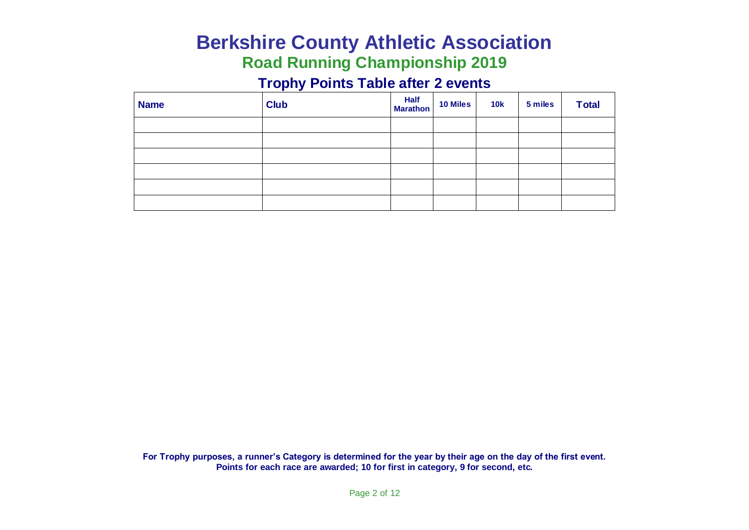# Berkshire County Athletic Association

## Road Running Championship 2019

### Trophy Points Table after 2 events

| Name | Club | Half Marathon | 10 Miles | 10k | 5 miles | Total |
|---|---|---|---|---|---|---|
| | | | | | | |
| | | | | | | |
| | | | | | | |
| | | | | | | |
| | | | | | | |
| | | | | | | |

**For Trophy purposes, a runner's Category is determined for the year by their age on the day of the first event.**
**Points for each race are awarded; 10 for first in category, 9 for second, etc.**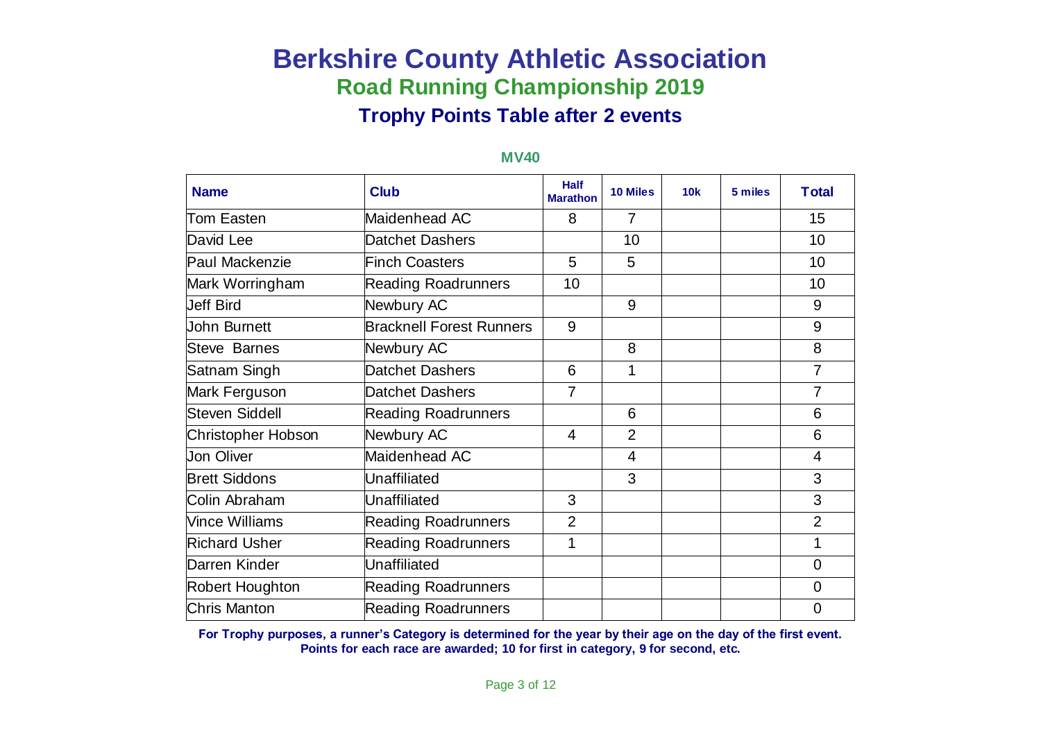# Berkshire County Athletic Association

## Road Running Championship 2019

### Trophy Points Table after 2 events

**MV40**

| Name | Club | Half Marathon | 10 Miles | 10k | 5 miles | Total |
|---|---|---|---|---|---|---|
| Tom Easten | Maidenhead AC | 8 | 7 | | | 15 |
| David Lee | Datchet Dashers | | 10 | | | 10 |
| Paul Mackenzie | Finch Coasters | 5 | 5 | | | 10 |
| Mark Worringham | Reading Roadrunners | 10 | | | | 10 |
| Jeff Bird | Newbury AC | | 9 | | | 9 |
| John Burnett | Bracknell Forest Runners | 9 | | | | 9 |
| Steve Barnes | Newbury AC | | 8 | | | 8 |
| Satnam Singh | Datchet Dashers | 6 | 1 | | | 7 |
| Mark Ferguson | Datchet Dashers | 7 | | | | 7 |
| Steven Siddell | Reading Roadrunners | | 6 | | | 6 |
| Christopher Hobson | Newbury AC | 4 | 2 | | | 6 |
| Jon Oliver | Maidenhead AC | | 4 | | | 4 |
| Brett Siddons | Unaffiliated | | 3 | | | 3 |
| Colin Abraham | Unaffiliated | 3 | | | | 3 |
| Vince Williams | Reading Roadrunners | 2 | | | | 2 |
| Richard Usher | Reading Roadrunners | 1 | | | | 1 |
| Darren Kinder | Unaffiliated | | | | | 0 |
| Robert Houghton | Reading Roadrunners | | | | | 0 |
| Chris Manton | Reading Roadrunners | | | | | 0 |

**For Trophy purposes, a runner's Category is determined for the year by their age on the day of the first event.**
**Points for each race are awarded; 10 for first in category, 9 for second, etc.**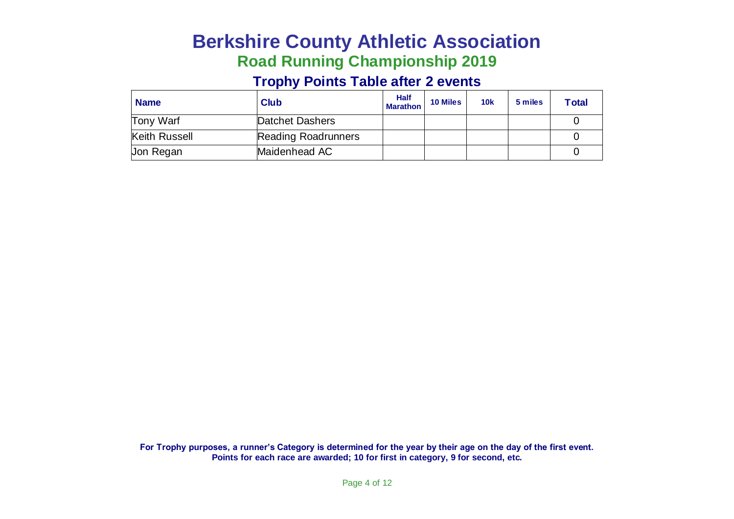# Berkshire County Athletic Association

## Road Running Championship 2019

### Trophy Points Table after 2 events

| Name | Club | Half Marathon | 10 Miles | 10k | 5 miles | Total |
|---|---|---|---|---|---|---|
| Tony Warf | Datchet Dashers | | | | | 0 |
| Keith Russell | Reading Roadrunners | | | | | 0 |
| Jon Regan | Maidenhead AC | | | | | 0 |

**For Trophy purposes, a runner's Category is determined for the year by their age on the day of the first event.**
**Points for each race are awarded; 10 for first in category, 9 for second, etc.**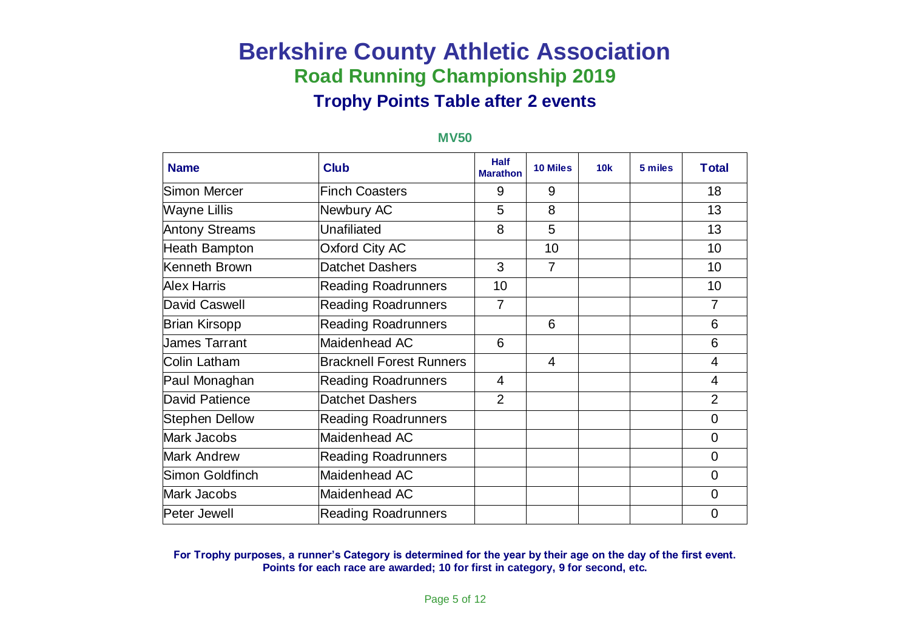# Berkshire County Athletic Association

## Road Running Championship 2019

### Trophy Points Table after 2 events

**MV50**

| Name | Club | Half Marathon | 10 Miles | 10k | 5 miles | Total |
|---|---|---|---|---|---|---|
| Simon Mercer | Finch Coasters | 9 | 9 | | | 18 |
| Wayne Lillis | Newbury AC | 5 | 8 | | | 13 |
| Antony Streams | Unafiliated | 8 | 5 | | | 13 |
| Heath Bampton | Oxford City AC | | 10 | | | 10 |
| Kenneth Brown | Datchet Dashers | 3 | 7 | | | 10 |
| Alex Harris | Reading Roadrunners | 10 | | | | 10 |
| David Caswell | Reading Roadrunners | 7 | | | | 7 |
| Brian Kirsopp | Reading Roadrunners | | 6 | | | 6 |
| James Tarrant | Maidenhead AC | 6 | | | | 6 |
| Colin Latham | Bracknell Forest Runners | | 4 | | | 4 |
| Paul Monaghan | Reading Roadrunners | 4 | | | | 4 |
| David Patience | Datchet Dashers | 2 | | | | 2 |
| Stephen Dellow | Reading Roadrunners | | | | | 0 |
| Mark Jacobs | Maidenhead AC | | | | | 0 |
| Mark Andrew | Reading Roadrunners | | | | | 0 |
| Simon Goldfinch | Maidenhead AC | | | | | 0 |
| Mark Jacobs | Maidenhead AC | | | | | 0 |
| Peter Jewell | Reading Roadrunners | | | | | 0 |

**For Trophy purposes, a runner's Category is determined for the year by their age on the day of the first event.**
**Points for each race are awarded; 10 for first in category, 9 for second, etc.**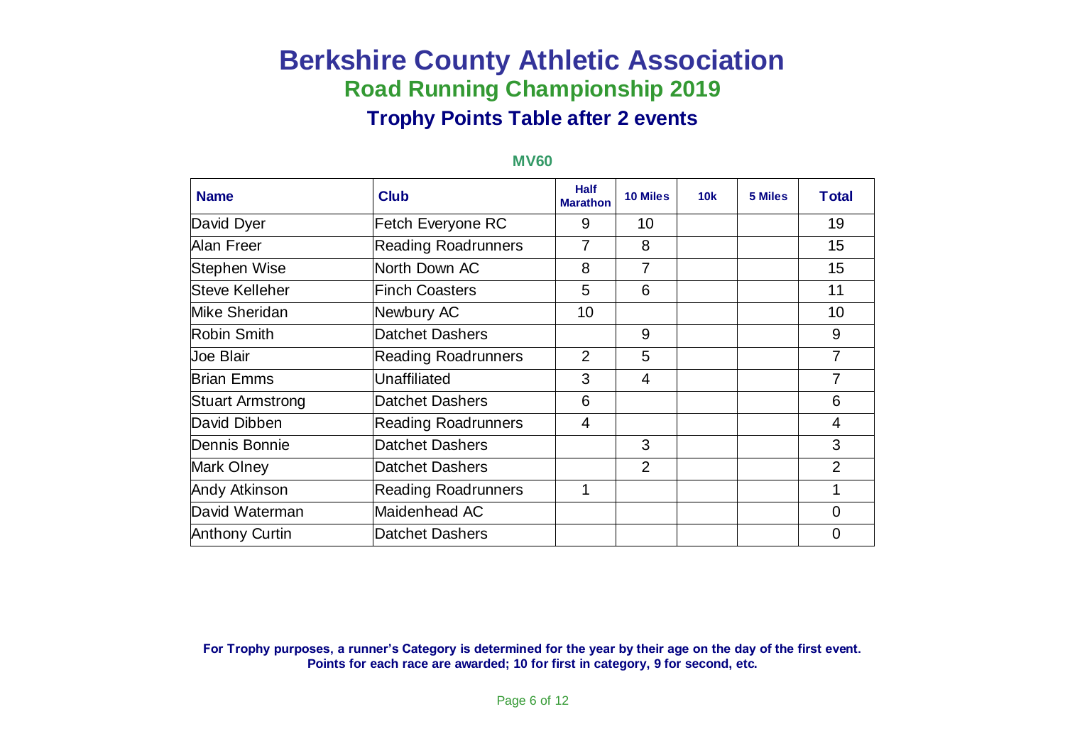# Berkshire County Athletic Association

## Road Running Championship 2019

### Trophy Points Table after 2 events

**MV60**

| Name | Club | Half Marathon | 10 Miles | 10k | 5 Miles | Total |
|---|---|---|---|---|---|---|
| David Dyer | Fetch Everyone RC | 9 | 10 | | | 19 |
| Alan Freer | Reading Roadrunners | 7 | 8 | | | 15 |
| Stephen Wise | North Down AC | 8 | 7 | | | 15 |
| Steve Kelleher | Finch Coasters | 5 | 6 | | | 11 |
| Mike Sheridan | Newbury AC | 10 | | | | 10 |
| Robin Smith | Datchet Dashers | | 9 | | | 9 |
| Joe Blair | Reading Roadrunners | 2 | 5 | | | 7 |
| Brian Emms | Unaffiliated | 3 | 4 | | | 7 |
| Stuart Armstrong | Datchet Dashers | 6 | | | | 6 |
| David Dibben | Reading Roadrunners | 4 | | | | 4 |
| Dennis Bonnie | Datchet Dashers | | 3 | | | 3 |
| Mark Olney | Datchet Dashers | | 2 | | | 2 |
| Andy Atkinson | Reading Roadrunners | 1 | | | | 1 |
| David Waterman | Maidenhead AC | | | | | 0 |
| Anthony Curtin | Datchet Dashers | | | | | 0 |

**For Trophy purposes, a runner's Category is determined for the year by their age on the day of the first event.**
**Points for each race are awarded; 10 for first in category, 9 for second, etc.**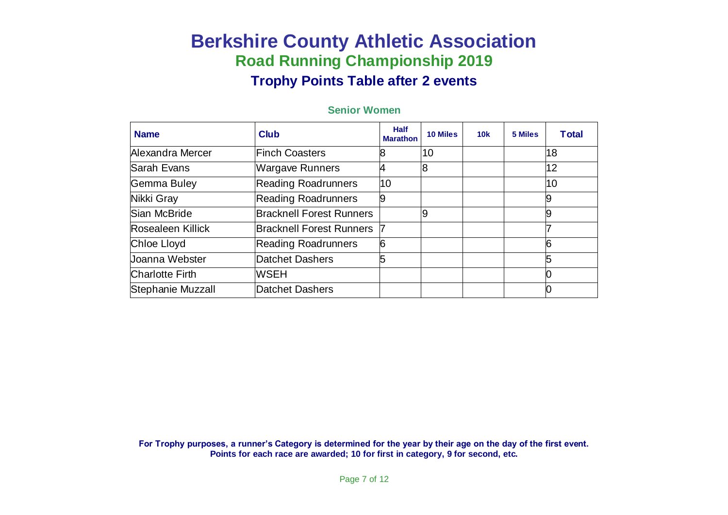# Berkshire County Athletic Association

## Road Running Championship 2019

### Trophy Points Table after 2 events

**Senior Women**

| Name | Club | Half Marathon | 10 Miles | 10k | 5 Miles | Total |
|---|---|---|---|---|---|---|
| Alexandra Mercer | Finch Coasters | 8 | 10 | | | 18 |
| Sarah Evans | Wargave Runners | 4 | 8 | | | 12 |
| Gemma Buley | Reading Roadrunners | 10 | | | | 10 |
| Nikki Gray | Reading Roadrunners | 9 | | | | 9 |
| Sian McBride | Bracknell Forest Runners | | 9 | | | 9 |
| Rosealeen Killick | Bracknell Forest Runners | 7 | | | | 7 |
| Chloe Lloyd | Reading Roadrunners | 6 | | | | 6 |
| Joanna Webster | Datchet Dashers | 5 | | | | 5 |
| Charlotte Firth | WSEH | | | | | 0 |
| Stephanie Muzzall | Datchet Dashers | | | | | 0 |

**For Trophy purposes, a runner's Category is determined for the year by their age on the day of the first event.**
**Points for each race are awarded; 10 for first in category, 9 for second, etc.**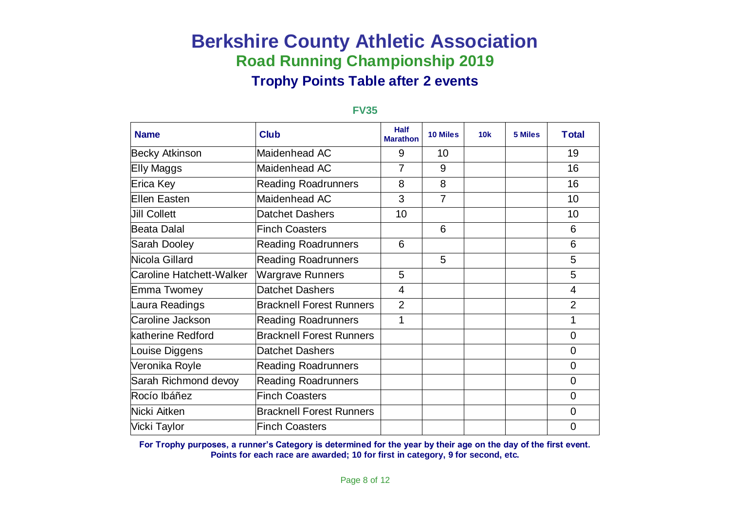# Berkshire County Athletic Association

## Road Running Championship 2019

### Trophy Points Table after 2 events

**FV35**

| Name | Club | Half Marathon | 10 Miles | 10k | 5 Miles | Total |
|---|---|---|---|---|---|---|
| Becky Atkinson | Maidenhead AC | 9 | 10 | | | 19 |
| Elly Maggs | Maidenhead AC | 7 | 9 | | | 16 |
| Erica Key | Reading Roadrunners | 8 | 8 | | | 16 |
| Ellen Easten | Maidenhead AC | 3 | 7 | | | 10 |
| Jill Collett | Datchet Dashers | 10 | | | | 10 |
| Beata Dalal | Finch Coasters | | 6 | | | 6 |
| Sarah Dooley | Reading Roadrunners | 6 | | | | 6 |
| Nicola Gillard | Reading Roadrunners | | 5 | | | 5 |
| Caroline Hatchett-Walker | Wargrave Runners | 5 | | | | 5 |
| Emma Twomey | Datchet Dashers | 4 | | | | 4 |
| Laura Readings | Bracknell Forest Runners | 2 | | | | 2 |
| Caroline Jackson | Reading Roadrunners | 1 | | | | 1 |
| katherine Redford | Bracknell Forest Runners | | | | | 0 |
| Louise Diggens | Datchet Dashers | | | | | 0 |
| Veronika Royle | Reading Roadrunners | | | | | 0 |
| Sarah Richmond devoy | Reading Roadrunners | | | | | 0 |
| Rocío Ibáñez | Finch Coasters | | | | | 0 |
| Nicki Aitken | Bracknell Forest Runners | | | | | 0 |
| Vicki Taylor | Finch Coasters | | | | | 0 |

**For Trophy purposes, a runner's Category is determined for the year by their age on the day of the first event.**
**Points for each race are awarded; 10 for first in category, 9 for second, etc.**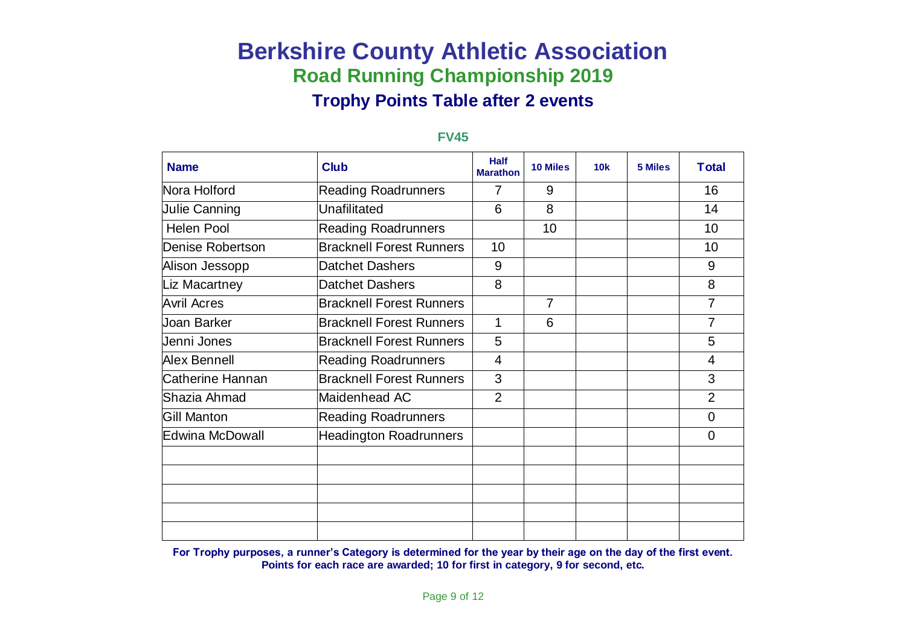# Berkshire County Athletic Association

## Road Running Championship 2019

### Trophy Points Table after 2 events

**FV45**

| Name | Club | Half Marathon | 10 Miles | 10k | 5 Miles | Total |
|---|---|---|---|---|---|---|
| Nora Holford | Reading Roadrunners | 7 | 9 | | | 16 |
| Julie Canning | Unafilitated | 6 | 8 | | | 14 |
| Helen Pool | Reading Roadrunners | | 10 | | | 10 |
| Denise Robertson | Bracknell Forest Runners | 10 | | | | 10 |
| Alison Jessopp | Datchet Dashers | 9 | | | | 9 |
| Liz Macartney | Datchet Dashers | 8 | | | | 8 |
| Avril Acres | Bracknell Forest Runners | | 7 | | | 7 |
| Joan Barker | Bracknell Forest Runners | 1 | 6 | | | 7 |
| Jenni Jones | Bracknell Forest Runners | 5 | | | | 5 |
| Alex Bennell | Reading Roadrunners | 4 | | | | 4 |
| Catherine Hannan | Bracknell Forest Runners | 3 | | | | 3 |
| Shazia Ahmad | Maidenhead AC | 2 | | | | 2 |
| Gill Manton | Reading Roadrunners | | | | | 0 |
| Edwina McDowall | Headington Roadrunners | | | | | 0 |
| | | | | | | |
| | | | | | | |
| | | | | | | |
| | | | | | | |
| | | | | | | |

**For Trophy purposes, a runner's Category is determined for the year by their age on the day of the first event.**
**Points for each race are awarded; 10 for first in category, 9 for second, etc.**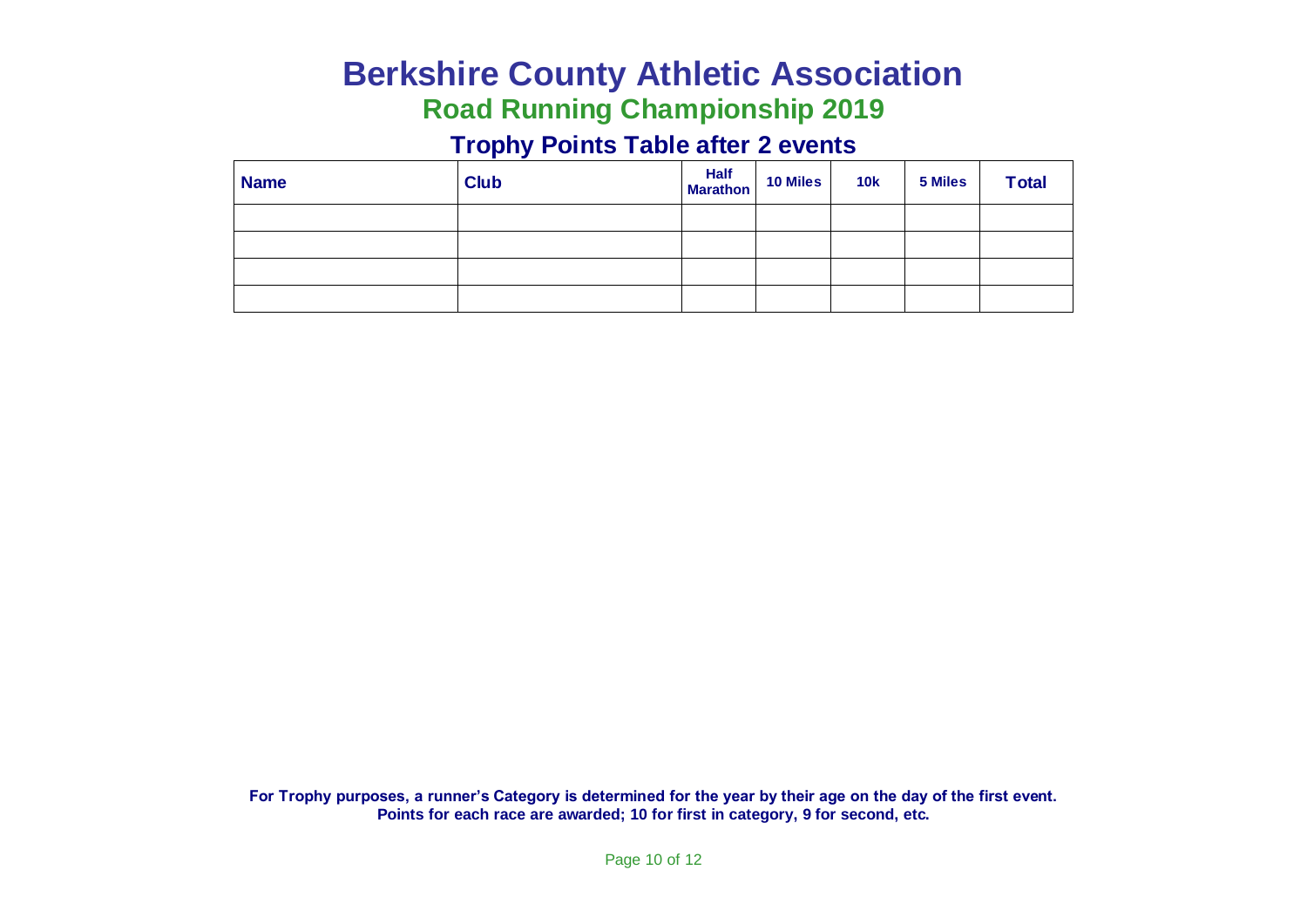# Berkshire County Athletic Association

## Road Running Championship 2019

### Trophy Points Table after 2 events

| Name | Club | Half Marathon | 10 Miles | 10k | 5 Miles | Total |
|---|---|---|---|---|---|---|
| | | | | | | |
| | | | | | | |
| | | | | | | |
| | | | | | | |

**For Trophy purposes, a runner's Category is determined for the year by their age on the day of the first event.**
**Points for each race are awarded; 10 for first in category, 9 for second, etc.**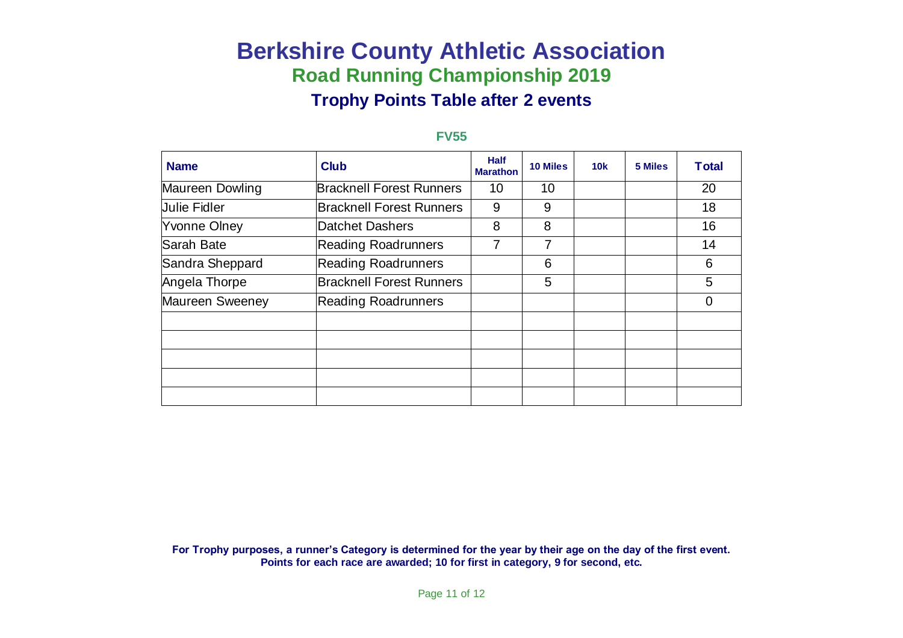# Berkshire County Athletic Association

## Road Running Championship 2019

### Trophy Points Table after 2 events

**FV55**

| Name | Club | Half Marathon | 10 Miles | 10k | 5 Miles | Total |
|---|---|---|---|---|---|---|
| Maureen Dowling | Bracknell Forest Runners | 10 | 10 | | | 20 |
| Julie Fidler | Bracknell Forest Runners | 9 | 9 | | | 18 |
| Yvonne Olney | Datchet Dashers | 8 | 8 | | | 16 |
| Sarah Bate | Reading Roadrunners | 7 | 7 | | | 14 |
| Sandra Sheppard | Reading Roadrunners | | 6 | | | 6 |
| Angela Thorpe | Bracknell Forest Runners | | 5 | | | 5 |
| Maureen Sweeney | Reading Roadrunners | | | | | 0 |
| | | | | | | |
| | | | | | | |
| | | | | | | |
| | | | | | | |
| | | | | | | |

**For Trophy purposes, a runner's Category is determined for the year by their age on the day of the first event.**
**Points for each race are awarded; 10 for first in category, 9 for second, etc.**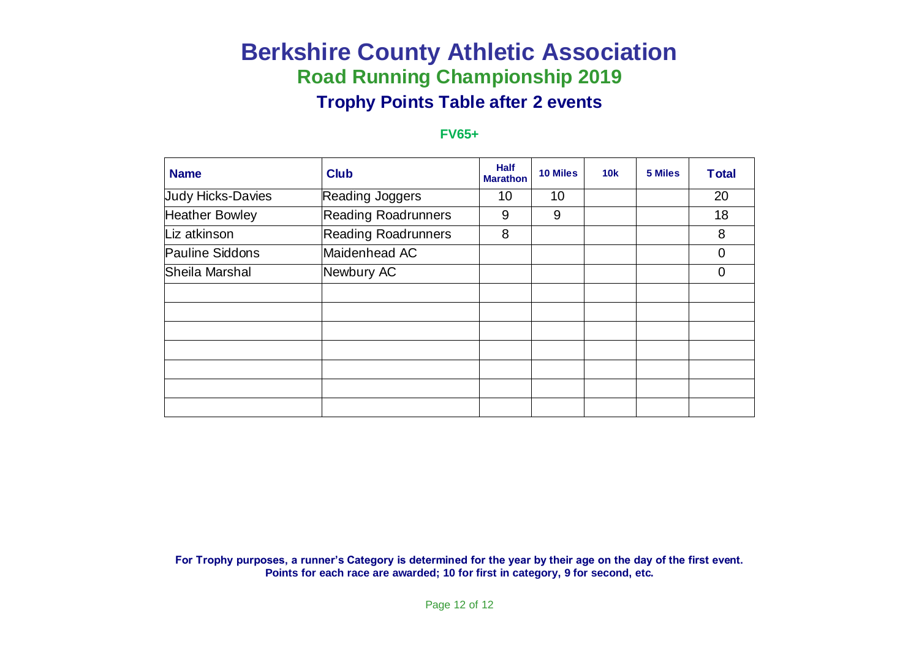# Berkshire County Athletic Association

## Road Running Championship 2019

### Trophy Points Table after 2 events

**FV65+**

| Name | Club | Half Marathon | 10 Miles | 10k | 5 Miles | Total |
|---|---|---|---|---|---|---|
| Judy Hicks-Davies | Reading Joggers | 10 | 10 | | | 20 |
| Heather Bowley | Reading Roadrunners | 9 | 9 | | | 18 |
| Liz atkinson | Reading Roadrunners | 8 | | | | 8 |
| Pauline Siddons | Maidenhead AC | | | | | 0 |
| Sheila Marshal | Newbury AC | | | | | 0 |
| | | | | | | |
| | | | | | | |
| | | | | | | |
| | | | | | | |
| | | | | | | |
| | | | | | | |
| | | | | | | |

**For Trophy purposes, a runner's Category is determined for the year by their age on the day of the first event.**
**Points for each race are awarded; 10 for first in category, 9 for second, etc.**